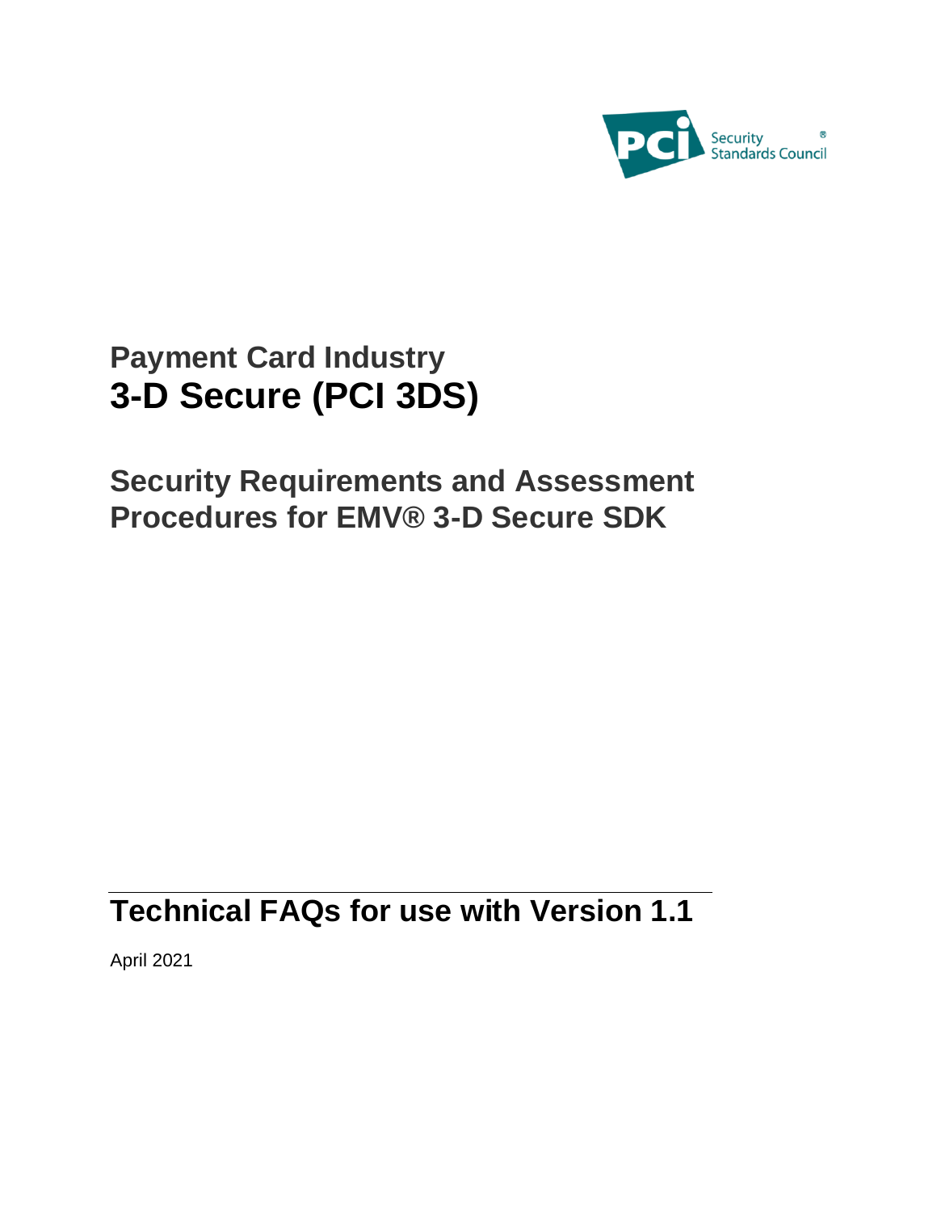# Payment Card Industry

# 3-D Secure (PCI 3DS)

## Security Requirements and Assessment Procedures for EMV® 3-D Secure SDK

## Technical FAQs for use with Version 1.1

April 2021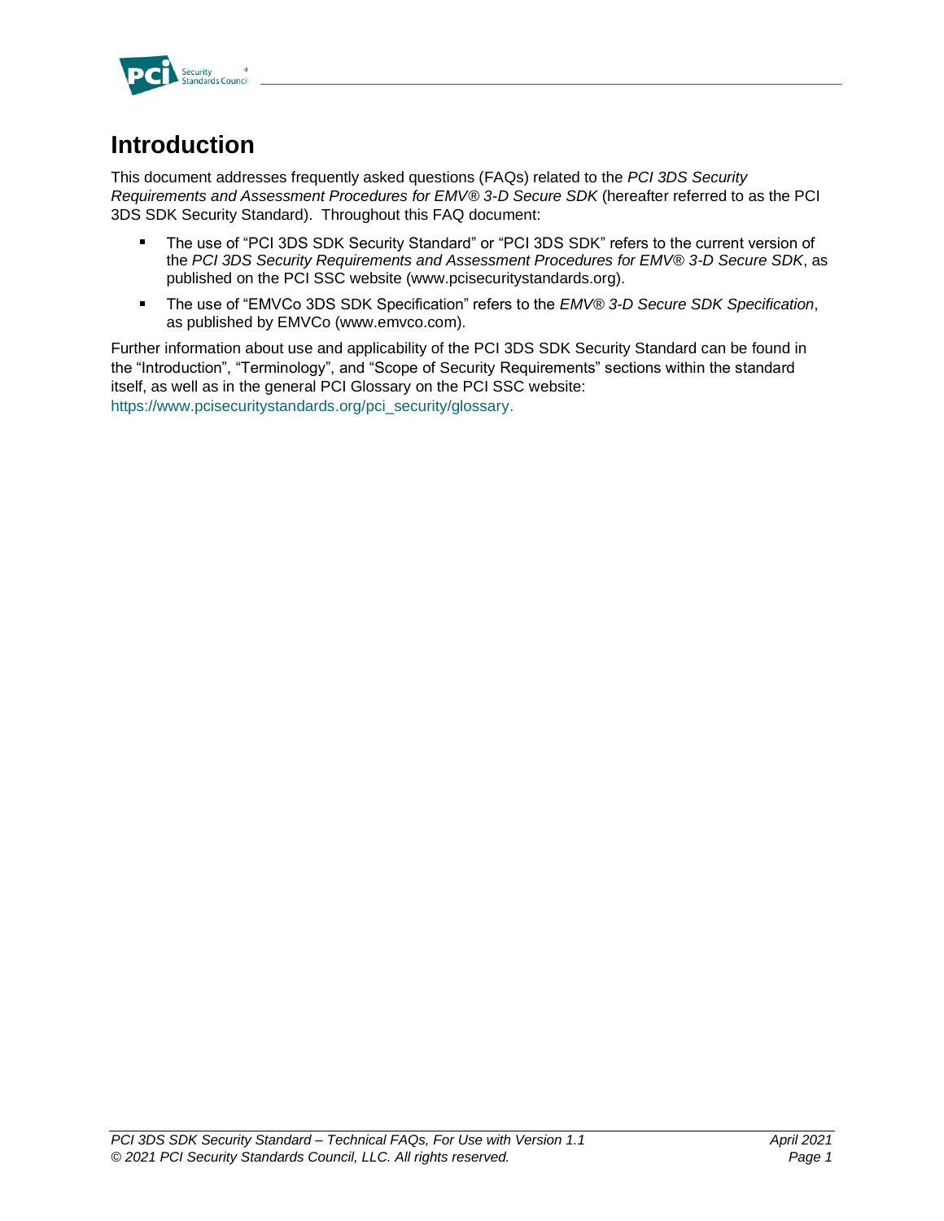# Introduction

This document addresses frequently asked questions (FAQs) related to the *PCI 3DS Security Requirements and Assessment Procedures for EMV® 3-D Secure SDK* (hereafter referred to as the PCI 3DS SDK Security Standard). Throughout this FAQ document:

- The use of "PCI 3DS SDK Security Standard" or "PCI 3DS SDK" refers to the current version of the *PCI 3DS Security Requirements and Assessment Procedures for EMV® 3-D Secure SDK*, as published on the PCI SSC website (www.pcisecuritystandards.org).
- The use of "EMVCo 3DS SDK Specification" refers to the *EMV® 3-D Secure SDK Specification*, as published by EMVCo (www.emvco.com).

Further information about use and applicability of the PCI 3DS SDK Security Standard can be found in the "Introduction", "Terminology", and "Scope of Security Requirements" sections within the standard itself, as well as in the general PCI Glossary on the PCI SSC website: https://www.pcisecuritystandards.org/pci_security/glossary.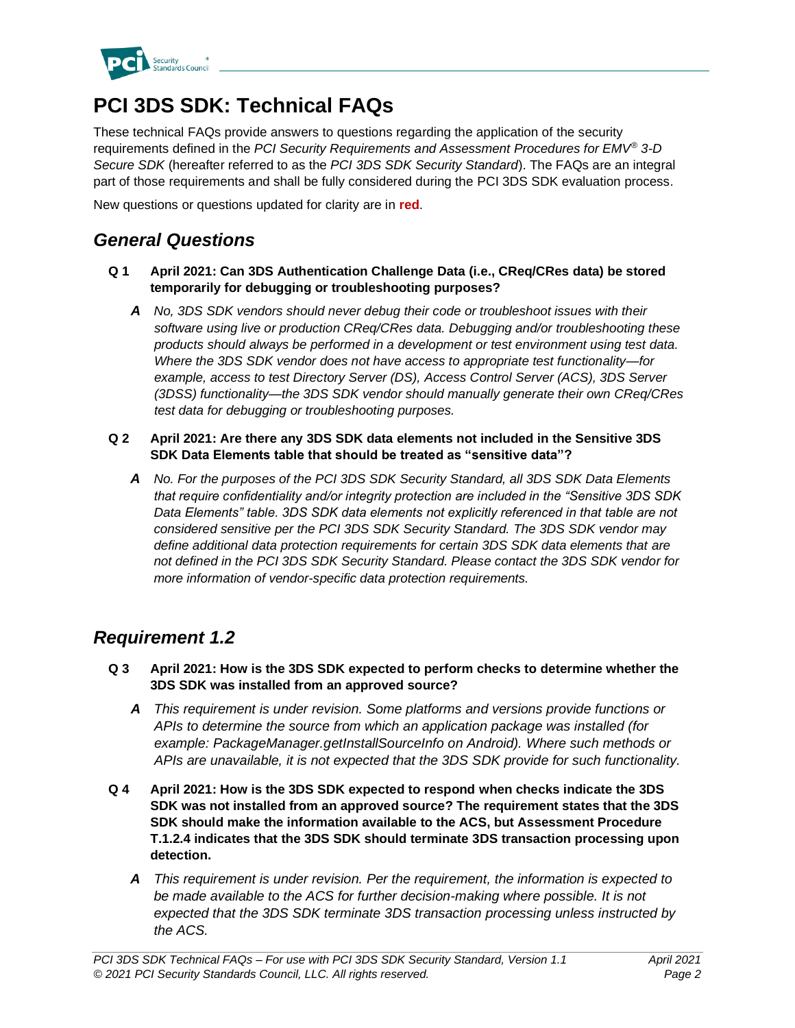# PCI 3DS SDK: Technical FAQs

These technical FAQs provide answers to questions regarding the application of the security requirements defined in the *PCI Security Requirements and Assessment Procedures for EMV® 3-D Secure SDK* (hereafter referred to as the *PCI 3DS SDK Security Standard*). The FAQs are an integral part of those requirements and shall be fully considered during the PCI 3DS SDK evaluation process.

New questions or questions updated for clarity are in **red**.

## *General Questions*

**Q 1 April 2021: Can 3DS Authentication Challenge Data (i.e., CReq/CRes data) be stored temporarily for debugging or troubleshooting purposes?**

***A*** *No, 3DS SDK vendors should never debug their code or troubleshoot issues with their software using live or production CReq/CRes data. Debugging and/or troubleshooting these products should always be performed in a development or test environment using test data. Where the 3DS SDK vendor does not have access to appropriate test functionality—for example, access to test Directory Server (DS), Access Control Server (ACS), 3DS Server (3DSS) functionality—the 3DS SDK vendor should manually generate their own CReq/CRes test data for debugging or troubleshooting purposes.*

**Q 2 April 2021: Are there any 3DS SDK data elements not included in the Sensitive 3DS SDK Data Elements table that should be treated as "sensitive data"?**

***A*** *No. For the purposes of the PCI 3DS SDK Security Standard, all 3DS SDK Data Elements that require confidentiality and/or integrity protection are included in the "Sensitive 3DS SDK Data Elements" table. 3DS SDK data elements not explicitly referenced in that table are not considered sensitive per the PCI 3DS SDK Security Standard. The 3DS SDK vendor may define additional data protection requirements for certain 3DS SDK data elements that are not defined in the PCI 3DS SDK Security Standard. Please contact the 3DS SDK vendor for more information of vendor-specific data protection requirements.*

## *Requirement 1.2*

**Q 3 April 2021: How is the 3DS SDK expected to perform checks to determine whether the 3DS SDK was installed from an approved source?**

***A*** *This requirement is under revision. Some platforms and versions provide functions or APIs to determine the source from which an application package was installed (for example: PackageManager.getInstallSourceInfo on Android). Where such methods or APIs are unavailable, it is not expected that the 3DS SDK provide for such functionality.*

**Q 4 April 2021: How is the 3DS SDK expected to respond when checks indicate the 3DS SDK was not installed from an approved source? The requirement states that the 3DS SDK should make the information available to the ACS, but Assessment Procedure T.1.2.4 indicates that the 3DS SDK should terminate 3DS transaction processing upon detection.**

***A*** *This requirement is under revision. Per the requirement, the information is expected to be made available to the ACS for further decision-making where possible. It is not expected that the 3DS SDK terminate 3DS transaction processing unless instructed by the ACS.*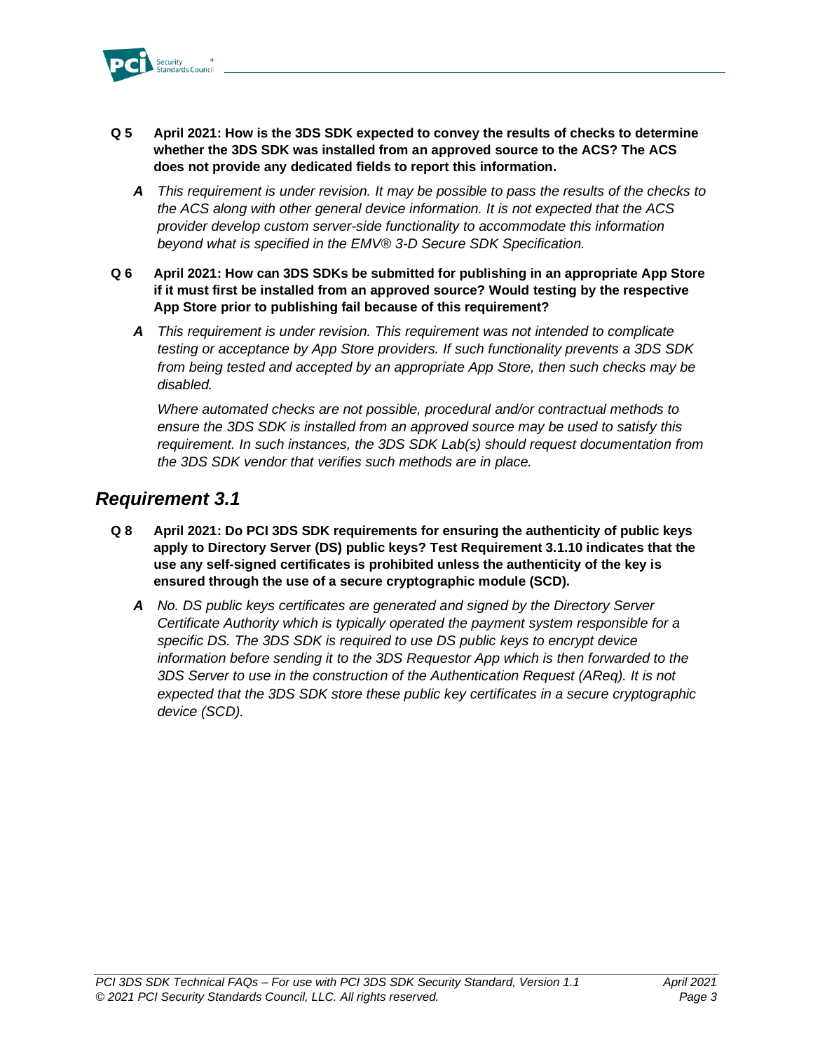**Q 5 April 2021: How is the 3DS SDK expected to convey the results of checks to determine whether the 3DS SDK was installed from an approved source to the ACS? The ACS does not provide any dedicated fields to report this information.**

***A*** *This requirement is under revision. It may be possible to pass the results of the checks to the ACS along with other general device information. It is not expected that the ACS provider develop custom server-side functionality to accommodate this information beyond what is specified in the EMV® 3-D Secure SDK Specification.*

**Q 6 April 2021: How can 3DS SDKs be submitted for publishing in an appropriate App Store if it must first be installed from an approved source? Would testing by the respective App Store prior to publishing fail because of this requirement?**

***A*** *This requirement is under revision. This requirement was not intended to complicate testing or acceptance by App Store providers. If such functionality prevents a 3DS SDK from being tested and accepted by an appropriate App Store, then such checks may be disabled.*

*Where automated checks are not possible, procedural and/or contractual methods to ensure the 3DS SDK is installed from an approved source may be used to satisfy this requirement. In such instances, the 3DS SDK Lab(s) should request documentation from the 3DS SDK vendor that verifies such methods are in place.*

## *Requirement 3.1*

**Q 8 April 2021: Do PCI 3DS SDK requirements for ensuring the authenticity of public keys apply to Directory Server (DS) public keys? Test Requirement 3.1.10 indicates that the use any self-signed certificates is prohibited unless the authenticity of the key is ensured through the use of a secure cryptographic module (SCD).**

***A*** *No. DS public keys certificates are generated and signed by the Directory Server Certificate Authority which is typically operated the payment system responsible for a specific DS. The 3DS SDK is required to use DS public keys to encrypt device information before sending it to the 3DS Requestor App which is then forwarded to the 3DS Server to use in the construction of the Authentication Request (AReq). It is not expected that the 3DS SDK store these public key certificates in a secure cryptographic device (SCD).*